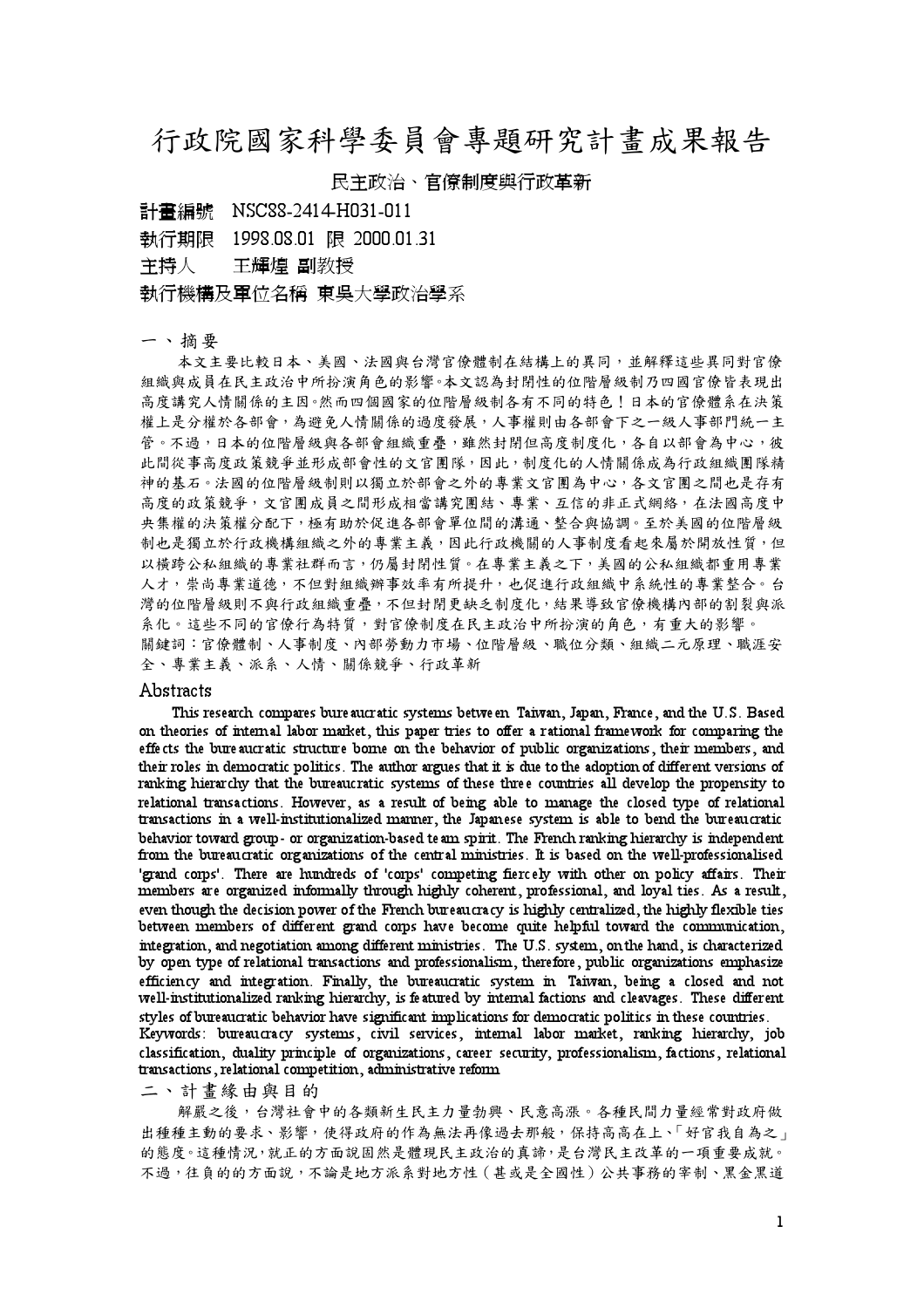# 行政院國家科學委員會專題研究計畫成果報告

## 民主政治、官僚制度與行政革新

計畫編號 NSC88-2414-H031-011

執行期限 1998.08.01 限 2000.01.31

主持人 王輝煌 副教授

執行機構及單位名稱 東吳大學政治學系

## 一、摘要

本文主要比較日本、美國、法國與台灣官僚體制在結構上的異同，並解釋這些異同對官僚組織與成員在民主政治中所扮演角色的影響。本文認為封閉性的位階層級制乃四國官僚皆表現出高度講究人情關係的主因。然而四個國家的位階層級制各有不同的特色！日本的官僚體系在決策權上是分權於各部會，為避免人情關係的過度發展，人事權則由各部會下之一級人事部門統一主管。不過，日本的位階層級與各部會組織重疊，雖然封閉但高度制度化，各自以部會為中心，彼此間從事高度政策競爭並形成部會性的文官團隊，因此，制度化的人情關係成為行政組織團隊精神的基石。法國的位階層級制則以獨立於部會之外的專業文官團為中心，各文官團之間也是存有高度的政策競爭，文官團成員之間形成相當講究團結、專業、互信的非正式網絡，在法國高度中央集權的決策權分配下，極有助於促進各部會單位間的溝通、整合與協調。至於美國的位階層級制也是獨立於行政機構組織之外的專業主義，因此行政機關的人事制度看起來屬於開放性質，但以橫跨公私組織的專業社群而言，仍屬封閉性質。在專業主義之下，美國的公私組織都重用專業人才，崇尚專業道德，不但對組織辦事效率有所提升，也促進行政組織中系統性的專業整合。台灣的位階層級則不與行政組織重疊，不但封閉更缺乏制度化，結果導致官僚機構內部的割裂與派系化。這些不同的官僚行為特質，對官僚制度在民主政治中所扮演的角色，有重大的影響。

關鍵詞：官僚體制、人事制度、內部勞動力市場、位階層級、職位分類、組織二元原理、職涯安全、專業主義、派系、人情、關係競爭、行政革新

## Abstracts

This research compares bureaucratic systems between Taiwan, Japan, France, and the U.S. Based on theories of internal labor market, this paper tries to offer a rational framework for comparing the effects the bureaucratic structure borne on the behavior of public organizations, their members, and their roles in democratic politics. The author argues that it is due to the adoption of different versions of ranking hierarchy that the bureaucratic systems of these three countries all develop the propensity to relational transactions. However, as a result of being able to manage the closed type of relational transactions in a well-institutionalized manner, the Japanese system is able to bend the bureaucratic behavior toward group- or organization-based team spirit. The French ranking hierarchy is independent from the bureaucratic organizations of the central ministries. It is based on the well-professionalised 'grand corps'. There are hundreds of 'corps' competing fiercely with other on policy affairs. Their members are organized informally through highly coherent, professional, and loyal ties. As a result, even though the decision power of the French bureaucracy is highly centralized, the highly flexible ties between members of different grand corps have become quite helpful toward the communication, integration, and negotiation among different ministries. The U.S. system, on the hand, is characterized by open type of relational transactions and professionalism, therefore, public organizations emphasize efficiency and integration. Finally, the bureaucratic system in Taiwan, being a closed and not well-institutionalized ranking hierarchy, is featured by internal factions and cleavages. These different styles of bureaucratic behavior have significant implications for democratic politics in these countries.

Keywords: bureaucracy systems, civil services, internal labor market, ranking hierarchy, job classification, duality principle of organizations, career security, professionalism, factions, relational transactions, relational competition, administrative reform

## 二、計畫緣由與目的

解嚴之後，台灣社會中的各類新生民主力量勃興、民意高漲。各種民間力量經常對政府做出種種主動的要求、影響，使得政府的作為無法再像過去那般，保持高高在上、「好官我自為之」的態度。這種情況，就正的方面說固然是體現民主政治的真諦，是台灣民主改革的一項重要成就。不過，往負的的方面說，不論是地方派系對地方性（甚或是全國性）公共事務的宰制、黑金黑道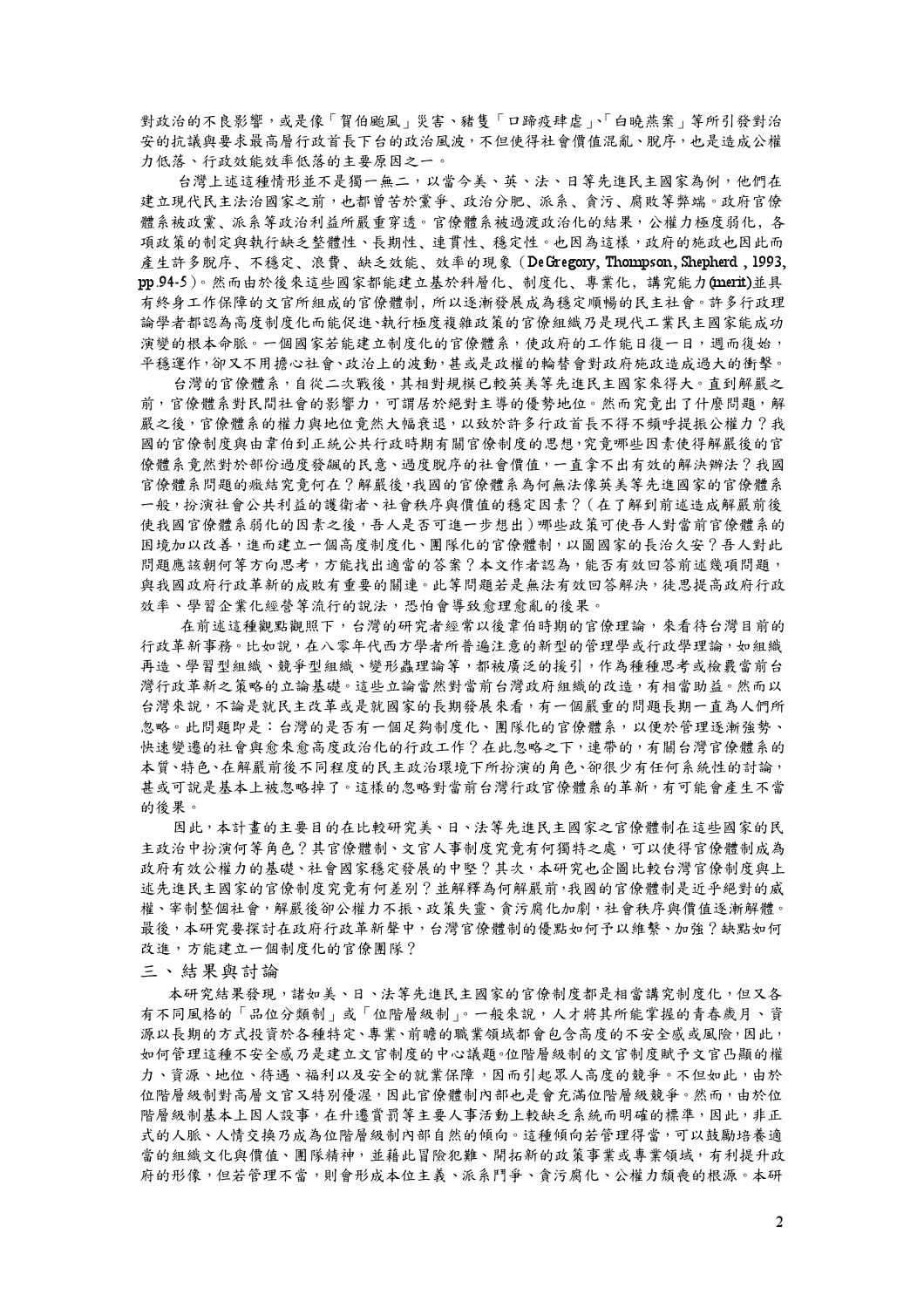對政治的不良影響，或是像「賀伯颱風」災害、豬隻「口蹄疫肆虐」、「白曉燕案」等所引發對治安的抗議與要求最高層行政首長下台的政治風波，不但使得社會價值混亂、脫序，也是造成公權力低落、行政效能效率低落的主要原因之一。

台灣上述這種情形並不是獨一無二，以當今美、英、法、日等先進民主國家為例，他們在建立現代民主法治國家之前，也都曾苦於黨爭、政治分肥、派系、貪污、腐敗等弊端。政府官僚體系被政黨、派系等政治利益所嚴重穿透。官僚體系被過渡政治化的結果，公權力極度弱化，各項政策的制定與執行缺乏整體性、長期性、連貫性、穩定性。也因為這樣，政府的施政也因此而產生許多脫序、不穩定、浪費、缺乏效能、效率的現象（DeGregory, Thompson, Shepherd , 1993, pp.94-5）。然而由於後來這些國家都能建立基於科層化、制度化、專業化，講究能力(merit)並具有終身工作保障的文官所組成的官僚體制，所以逐漸發展成為穩定順暢的民主社會。許多行政理論學者都認為高度制度化而能促進、執行極度複雜政策的官僚組織乃是現代工業民主國家能成功演變的根本命脈。一個國家若能建立制度化的官僚體系，使政府的工作能日復一日，週而復始，平穩運作，卻又不用擔心社會、政治上的波動，甚或是政權的輪替會對政府施政造成過大的衝擊。

台灣的官僚體系，自從二次戰後，其相對規模已較英美等先進民主國家來得大。直到解嚴之前，官僚體系對民間社會的影響力，可謂居於絕對主導的優勢地位。然而究竟出了什麼問題，解嚴之後，官僚體系的權力與地位竟然大幅衰退，以致於許多行政首長不得不頻呼提振公權力？我國的官僚制度與由韋伯到正統公共行政時期有關官僚制度的思想，究竟哪些因素使得解嚴後的官僚體系竟然對於部份過度發飆的民意、過度脫序的社會價值，一直拿不出有效的解決辦法？我國官僚體系問題的癥結究竟何在？解嚴後，我國的官僚體系為何無法像英美等先進國家的官僚體系一般，扮演社會公共利益的護衛者、社會秩序與價值的穩定因素？（在了解到前述造成解嚴前後使我國官僚體系弱化的因素之後，吾人是否可進一步想出）哪些政策可使吾人對當前官僚體系的困境加以改善，進而建立一個高度制度化、團隊化的官僚體制，以圖國家的長治久安？吾人對此問題應該朝何等方向思考，方能找出適當的答案？本文作者認為，能否有效回答前述幾項問題，與我國政府行政革新的成敗有重要的關連。此等問題若是無法有效回答解決，徒思提高政府行政效率、學習企業化經營等流行的說法，恐怕會導致愈理愈亂的後果。

在前述這種觀點觀照下，台灣的研究者經常以後韋伯時期的官僚理論，來看待台灣目前的行政革新事務。比如說，在八零年代西方學者所普遍注意的新型的管理學或行政學理論，如組織再造、學習型組織、競爭型組織、變形蟲理論等，都被廣泛的援引，作為種種思考或檢覈當前台灣行政革新之策略的立論基礎。這些立論當然對當前台灣政府組織的改造，有相當助益。然而以台灣來說，不論是就民主改革或是就國家的長期發展來看，有一個嚴重的問題長期一直為人們所忽略。此問題即是：台灣的是否有一個足夠制度化、團隊化的官僚體系，以便於管理逐漸強勢、快速變遷的社會與愈來愈高度政治化的行政工作？在此忽略之下，連帶的，有關台灣官僚體系的本質、特色、在解嚴前後不同程度的民主政治環境下所扮演的角色、卻很少有任何系統性的討論，甚或可說是基本上被忽略掉了。這樣的忽略對當前台灣行政官僚體系的革新，有可能會產生不當的後果。

因此，本計畫的主要目的在比較研究美、日、法等先進民主國家之官僚體制在這些國家的民主政治中扮演何等角色？其官僚體制、文官人事制度究竟有何獨特之處，可以使得官僚體制成為政府有效公權力的基礎、社會國家穩定發展的中堅？其次，本研究也企圖比較台灣官僚制度與上述先進民主國家的官僚制度究竟有何差別？並解釋為何解嚴前，我國的官僚體制是近乎絕對的威權、宰制整個社會，解嚴後卻公權力不振、政策失靈、貪污腐化加劇，社會秩序與價值逐漸解體。最後，本研究要探討在政府行政革新聲中，台灣官僚體制的優點如何予以維繫、加強？缺點如何改進，方能建立一個制度化的官僚團隊？

## 三、結果與討論

本研究結果發現，諸如美、日、法等先進民主國家的官僚制度都是相當講究制度化，但又各有不同風格的「品位分類制」或「位階層級制」。一般來說，人才將其所能掌握的青春歲月、資源以長期的方式投資於各種特定、專業、前瞻的職業領域都會包含高度的不安全感或風險，因此，如何管理這種不安全感乃是建立文官制度的中心議題。位階層級制的文官制度賦予文官凸顯的權力、資源、地位、待遇、福利以及安全的就業保障，因而引起眾人高度的競爭。不但如此，由於位階層級制對高層文官又特別優渥，因此官僚體制內部也是會充滿位階層級競爭。然而，由於位階層級制基本上因人設事，在升遷賞罰等主要人事活動上較缺乏系統而明確的標準，因此，非正式的人脈、人情交換乃成為位階層級制內部自然的傾向。這種傾向若管理得當，可以鼓勵培養適當的組織文化與價值、團隊精神，並藉此冒險犯難、開拓新的政策事業或專業領域，有利提升政府的形像，但若管理不當，則會形成本位主義、派系鬥爭、貪污腐化、公權力頹喪的根源。本研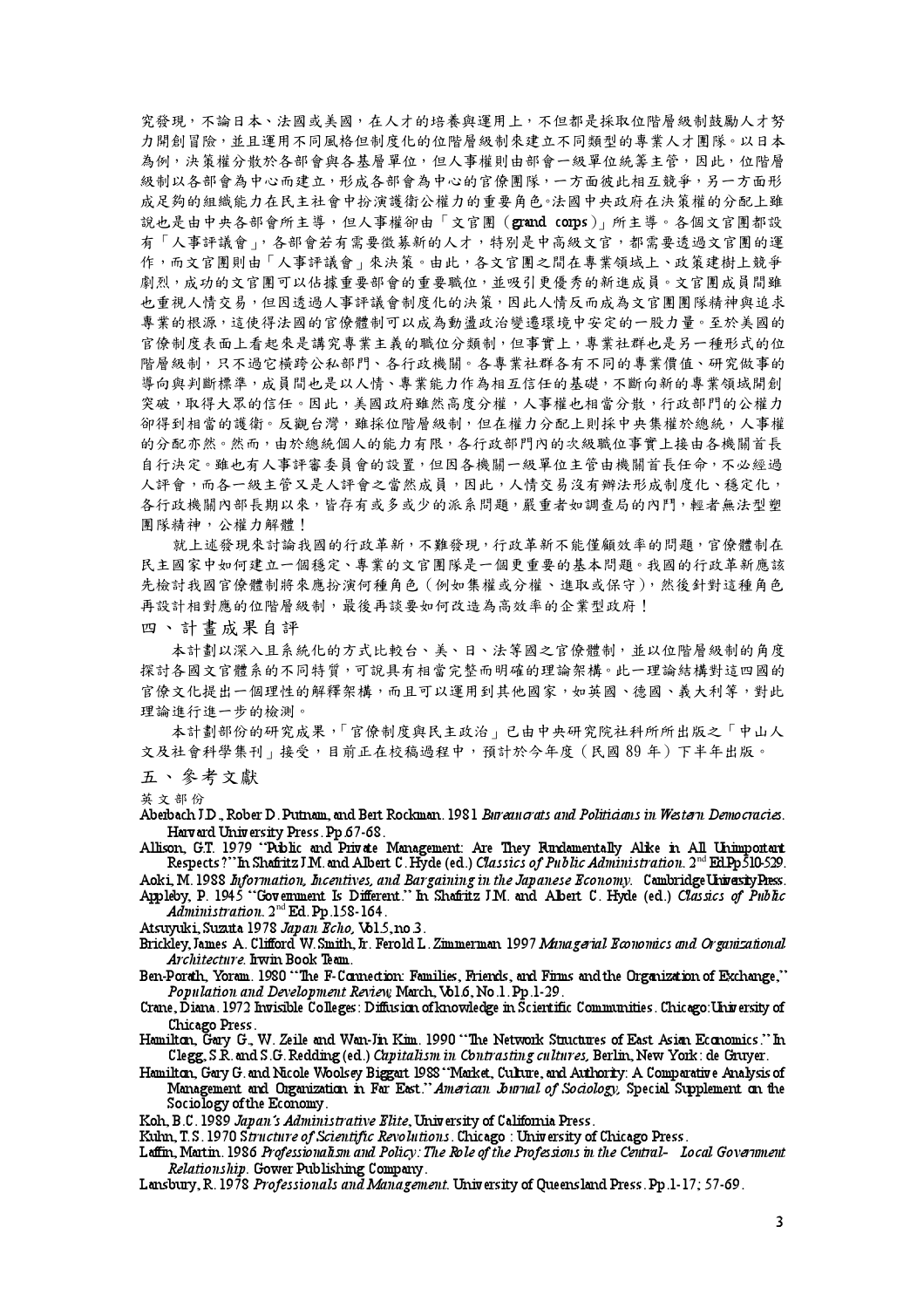究發現，不論日本、法國或美國，在人才的培養與運用上，不但都是採取位階層級制鼓勵人才努力開創冒險，並且運用不同風格但制度化的位階層級制來建立不同類型的專業人才團隊。以日本為例，決策權分散於各部會與各基層單位，但人事權則由部會一級單位統籌主管，因此，位階層級制以各部會為中心而建立，形成各部會為中心的官僚團隊，一方面彼此相互競爭，另一方面形成足夠的組織能力在民主社會中扮演護衛公權力的重要角色。法國中央政府在決策權的分配上雖說也是由中央各部會所主導，但人事權卻由「文官團（grand corps）」所主導。各個文官團都設有「人事評議會」，各部會若有需要徵募新的人才，特別是中高級文官，都需要透過文官團的運作，而文官團則由「人事評議會」來決策。由此，各文官團之間在專業領域上、政策建樹上競爭劇烈，成功的文官團可以佔據重要部會的重要職位，並吸引更優秀的新進成員。文官團成員間雖也重視人情交易，但因透過人事評議會制度化的決策，因此人情反而成為文官團團隊精神與追求專業的根源，這使得法國的官僚體制可以成為動盪政治變遷環境中安定的一股力量。至於美國的官僚制度表面上看起來是講究專業主義的職位分類制，但事實上，專業社群也是另一種形式的位階層級制，只不過它橫跨公私部門、各行政機關。各專業社群各有不同的專業價值、研究做事的導向與判斷標準，成員間也是以人情、專業能力作為相互信任的基礎，不斷向新的專業領域開創突破，取得大眾的信任。因此，美國政府雖然高度分權，人事權也相當分散，行政部門的公權力卻得到相當的護衛。反觀台灣，雖採位階層級制，但在權力分配上則採中央集權於總統，人事權的分配亦然。然而，由於總統個人的能力有限，各行政部門內的次級職位事實上接由各機關首長自行決定。雖也有人事評審委員會的設置，但因各機關一級單位主管由機關首長任命，不必經過人評會，而各一級主管又是人評會之當然成員，因此，人情交易沒有辦法形成制度化、穩定化，各行政機關內部長期以來，皆存有或多或少的派系問題，嚴重者如調查局的內鬥，輕者無法型塑團隊精神，公權力解體！

就上述發現來討論我國的行政革新，不難發現，行政革新不能僅顧效率的問題，官僚體制在民主國家中如何建立一個穩定、專業的文官團隊是一個更重要的基本問題。我國的行政革新應該先檢討我國官僚體制將來應扮演何種角色（例如集權或分權、進取或保守），然後針對這種角色再設計相對應的位階層級制，最後再談要如何改造為高效率的企業型政府！

## 四、計畫成果自評

本計劃以深入且系統化的方式比較台、美、日、法等國之官僚體制，並以位階層級制的角度探討各國文官體系的不同特質，可說具有相當完整而明確的理論架構。此一理論結構對這四國的官僚文化提出一個理性的解釋架構，而且可以運用到其他國家，如英國、德國、義大利等，對此理論進行進一步的檢測。

本計劃部份的研究成果，「官僚制度與民主政治」已由中央研究院社科所所出版之「中山人文及社會科學集刊」接受，目前正在校稿過程中，預計於今年度（民國 89 年）下半年出版。

## 五、參考文獻

英文部份

Aberbach J.D., Rober D. Putnam, and Bert Rockman. 1981 *Bureaucrats and Politicians in Western Democracies*. Harvard University Press. Pp.67-68.

Allison, G.T. 1979 "Public and Private Management: Are They Fundamentally Alike in All Unimportant Respects?" In Shafritz J.M. and Albert C. Hyde (ed.) *Classics of Public Administration*. 2nd Ed. Pp.510-529.

Aoki, M. 1988 *Information, Incentives, and Bargaining in the Japanese Economy*. Cambridge University Press.

Appleby, P. 1945 "Government Is Different." In Shafritz J.M. and Albert C. Hyde (ed.) *Classics of Public Administration*. 2nd Ed. Pp.158-164.

Atsuyuki, Suzuta 1978 *Japan Echo*, Vol.5, no.3.

Brickley, James A. Clifford W. Smith, Jr. Ferold L. Zimmerman 1997 *Managerial Economics and Organizational Architecture*. Irwin Book Team.

Ben-Porath, Yoram. 1980 "The F-Connection: Families, Friends, and Firms and the Organization of Exchange," *Population and Development Review*, March, Vol.6, No.1. Pp.1-29.

Crane, Diana. 1972 Invisible Colleges: Diffusion of knowledge in Scientific Communities. Chicago: University of Chicago Press.

Hamilton, Gary G., W. Zeile and Wan-Jin Kim. 1990 "The Network Structures of East Asian Economics." In Clegg, S.R. and S.G. Redding (ed.) *Capitalism in Contrasting cultures*, Berlin, New York: de Gruyer.

Hamilton, Gary G. and Nicole Woolsey Biggart 1988 "Market, Culture, and Authority: A Comparative Analysis of Management and Organization in Far East." *American Journal of Sociology*, Special Supplement on the Sociology of the Economy.

Koh, B.C. 1989 *Japan's Administrative Elite*, University of California Press.

Kuhn, T.S. 1970 *Structure of Scientific Revolutions*. Chicago : University of Chicago Press.

Laffin, Martin. 1986 *Professionalism and Policy: The Role of the Professions in the Central- Local Government Relationship*. Gower Publishing Company.

Lansbury, R. 1978 *Professionals and Management*. University of Queensland Press. Pp.1-17; 57-69.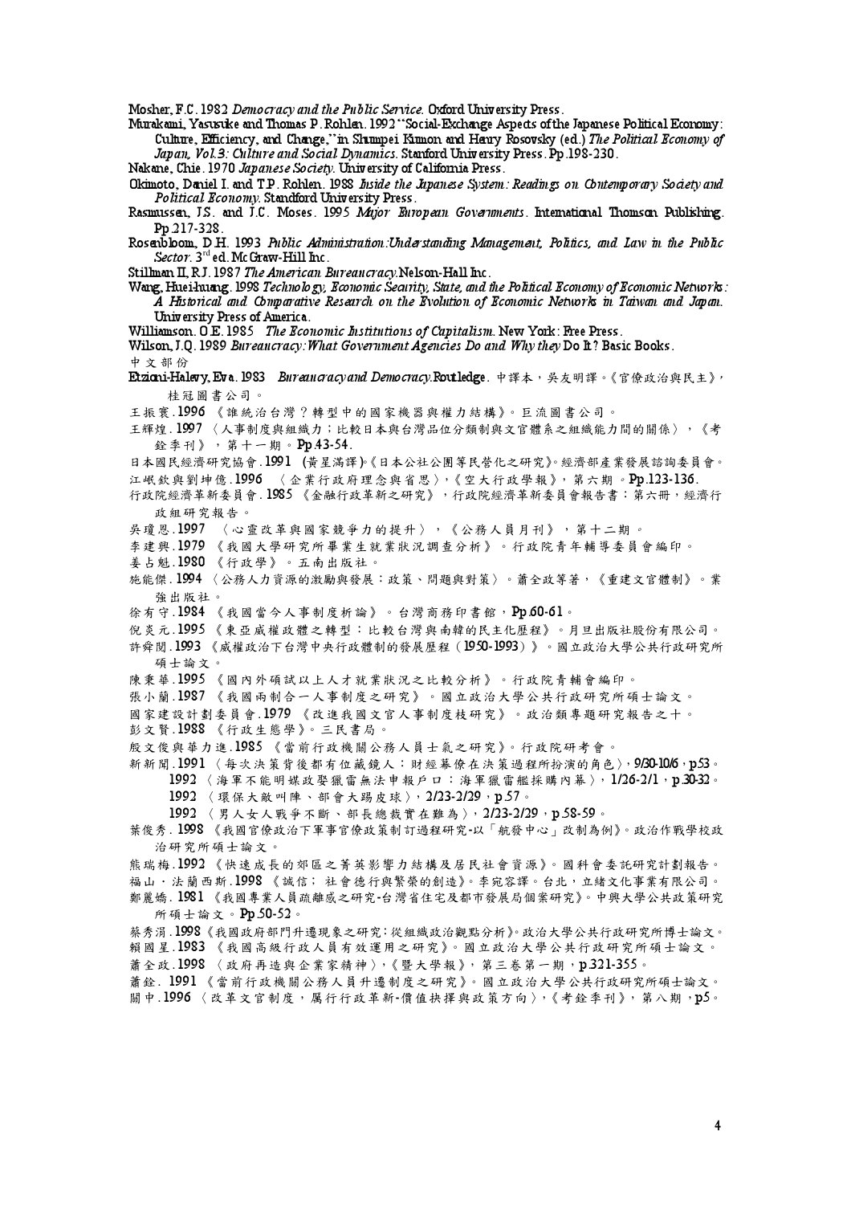Mosher, F.C. 1982 *Democracy and the Public Service*. Oxford University Press.

Murakami, Yasusuke and Thomas P. Rohlen. 1992 "Social-Exchange Aspects of the Japanese Political Economy: Culture, Efficiency, and Change," in Shumpei Kumon and Henry Rosovsky (ed.) *The Political Economy of Japan, Vol.3: Culture and Social Dynamics*. Stanford University Press. Pp.198-230.

Nakane, Chie. 1970 *Japanese Society*. University of California Press.

Okimoto, Daniel I. and T.P. Rohlen. 1988 *Inside the Japanese System: Readings on Contemporary Society and Political Economy*. Standford University Press.

Rasmussen, J.S. and J.C. Moses. 1995 *Major European Governments*. International Thomson Publishing. Pp.217-328.

Rosenbloom, D.H. 1993 *Public Administration: Understanding Management, Politics, and Law in the Public Sector*. 3rd ed. McGraw-Hill Inc.

Stillman II, R.J. 1987 *The American Bureaucracy*. Nelson-Hall Inc.

Wang, Huei-huang. 1998 *Technology, Economic Security, State, and the Political Economy of Economic Networks: A Historical and Comparative Research on the Evolution of Economic Networks in Taiwan and Japan*. University Press of America.

Williamson. O.E. 1985 *The Economic Institutions of Capitalism*. New York: Free Press.

Wilson, J.Q. 1989 *Bureaucracy: What Government Agencies Do and Why they* Do It? Basic Books.

中文部份

Etzioni-Halevy, Eva. 1983 *Bureaucracy and Democracy*. Routledge. 中譯本，吳友明譯。《官僚政治與民主》，桂冠圖書公司。

王振寰.1996 《誰統治台灣？轉型中的國家機器與權力結構》。巨流圖書公司。

王輝煌.1997 〈人事制度與組織力；比較日本與台灣品位分類制與文官體系之組織能力間的關係〉，《考銓季刊》，第十一期。Pp.43-54.

日本國民經濟研究協會.1991 (黃星滿譯)。《日本公社公團等民營化之研究》。經濟部產業發展諮詢委員會。

江岷欽與劉坤億.1996 〈企業行政府理念與省思〉，《空大行政學報》，第六期。Pp.123-136.

行政院經濟革新委員會.1985 《金融行政革新之研究》，行政院經濟革新委員會報告書：第六冊，經濟行政組研究報告。

吳瓊恩.1997 〈心靈改革與國家競爭力的提升〉，《公務人員月刊》，第十二期。

李建興.1979 《我國大學研究所畢業生就業狀況調查分析》。行政院青年輔導委員會編印。

姜占魁.1980 《行政學》。五南出版社。

施能傑.1994 〈公務人力資源的激勵與發展：政策、問題與對策〉。蕭全政等著，《重建文官體制》。業強出版社。

徐有守.1984 《我國當今人事制度析論》。台灣商務印書館，Pp.60-61。

倪炎元.1995 《東亞威權政體之轉型：比較台灣與南韓的民主化歷程》。月旦出版社股份有限公司。

許舜閔.1993 《威權政治下台灣中央行政體制的發展歷程（1950-1993）》。國立政治大學公共行政研究所碩士論文。

陳秉華.1995 《國內外碩試以上人才就業狀況之比較分析》。行政院青輔會編印。

張小蘭.1987 《我國兩制合一人事制度之研究》。國立政治大學公共行政研究所碩士論文。

國家建設計劃委員會.1979 《改進我國文官人事制度枝研究》。政治類專題研究報告之十。

彭文賢.1988 《行政生態學》。三民書局。

殷文俊與華力進.1985 《當前行政機關公務人員士氣之研究》。行政院研考會。

新新聞.1991 〈每次決策背後都有位藏鏡人：財經幕僚在決策過程所扮演的角色〉，9/30-10/6，p.53。

1992 〈海軍不能明媒政娶獵雷無法申報戶口：海軍獵雷艦採購內幕〉，1/26-2/1，p.30-32。

1992 〈環保大敵叫陣、部會大踢皮球〉，2/23-2/29，p.57。

1992 〈男人女人戰爭不斷、部長總裁實在難為〉，2/23-2/29，p.58-59。

葉俊秀.1998 《我國官僚政治下軍事官僚政策制訂過程研究-以「航發中心」改制為例》。政治作戰學校政治研究所碩士論文。

熊瑞梅.1992 《快速成長的郊區之菁英影響力結構及居民社會資源》。國科會委託研究計劃報告。

福山．法蘭西斯.1998 《誠信；社會德行與繁榮的創造》。李宛容譯。台北，立緒文化事業有限公司。

鄭麗嬌.1981 《我國專業人員疏離感之研究-台灣省住宅及都市發展局個案研究》。中興大學公共政策研究所碩士論文。Pp.50-52。

蔡秀涓.1998 《我國政府部門升遷現象之研究：從組織政治觀點分析》。政治大學公共行政研究所博士論文。

賴國星.1983 《我國高級行政人員有效運用之研究》。國立政治大學公共行政研究所碩士論文。

蕭全政.1998 〈政府再造與企業家精神〉，《暨大學報》，第三卷第一期，p.321-355。

蕭銓. 1991 《當前行政機關公務人員升遷制度之研究》。國立政治大學公共行政研究所碩士論文。

關中.1996 〈改革文官制度，屬行行政革新-價值抉擇與政策方向〉，《考銓季刊》，第八期，p5。